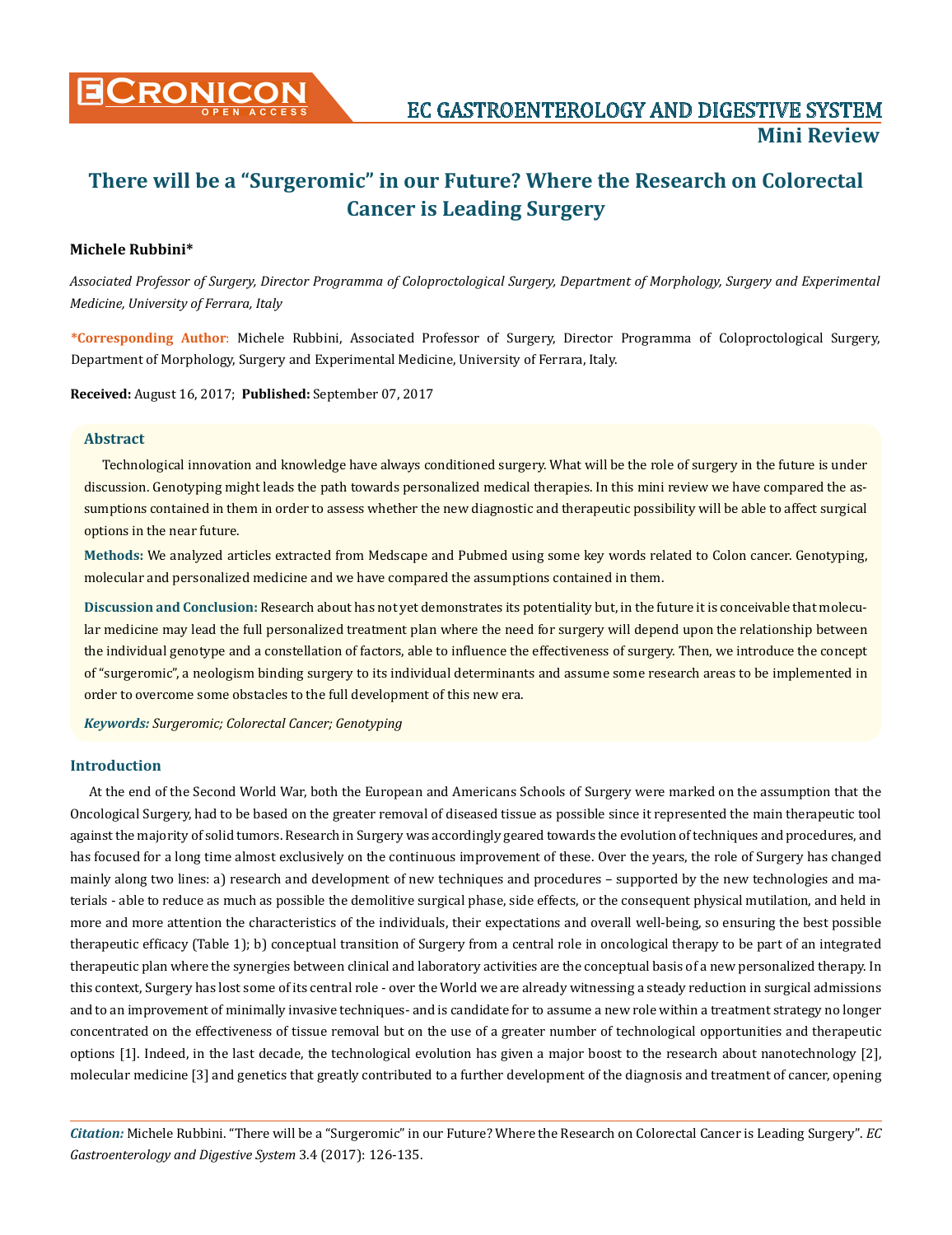# There will be a "Surgeromic" in our Future? Where the Research on Colorectal Cancer is Leading Surgery

**Michele Rubbini***

*Associated Professor of Surgery, Director Programma of Coloproctological Surgery, Department of Morphology, Surgery and Experimental Medicine, University of Ferrara, Italy*

**\*Corresponding Author**: Michele Rubbini, Associated Professor of Surgery, Director Programma of Coloproctological Surgery, Department of Morphology, Surgery and Experimental Medicine, University of Ferrara, Italy.

**Received:** August 16, 2017; **Published:** September 07, 2017

## Abstract

Technological innovation and knowledge have always conditioned surgery. What will be the role of surgery in the future is under discussion. Genotyping might leads the path towards personalized medical therapies. In this mini review we have compared the assumptions contained in them in order to assess whether the new diagnostic and therapeutic possibility will be able to affect surgical options in the near future.

**Methods:** We analyzed articles extracted from Medscape and Pubmed using some key words related to Colon cancer. Genotyping, molecular and personalized medicine and we have compared the assumptions contained in them.

**Discussion and Conclusion:** Research about has not yet demonstrates its potentiality but, in the future it is conceivable that molecular medicine may lead the full personalized treatment plan where the need for surgery will depend upon the relationship between the individual genotype and a constellation of factors, able to influence the effectiveness of surgery. Then, we introduce the concept of "surgeromic", a neologism binding surgery to its individual determinants and assume some research areas to be implemented in order to overcome some obstacles to the full development of this new era.

***Keywords:** Surgeromic; Colorectal Cancer; Genotyping*

## Introduction

At the end of the Second World War, both the European and Americans Schools of Surgery were marked on the assumption that the Oncological Surgery, had to be based on the greater removal of diseased tissue as possible since it represented the main therapeutic tool against the majority of solid tumors. Research in Surgery was accordingly geared towards the evolution of techniques and procedures, and has focused for a long time almost exclusively on the continuous improvement of these. Over the years, the role of Surgery has changed mainly along two lines: a) research and development of new techniques and procedures – supported by the new technologies and materials - able to reduce as much as possible the demolitive surgical phase, side effects, or the consequent physical mutilation, and held in more and more attention the characteristics of the individuals, their expectations and overall well-being, so ensuring the best possible therapeutic efficacy (Table 1); b) conceptual transition of Surgery from a central role in oncological therapy to be part of an integrated therapeutic plan where the synergies between clinical and laboratory activities are the conceptual basis of a new personalized therapy. In this context, Surgery has lost some of its central role - over the World we are already witnessing a steady reduction in surgical admissions and to an improvement of minimally invasive techniques- and is candidate for to assume a new role within a treatment strategy no longer concentrated on the effectiveness of tissue removal but on the use of a greater number of technological opportunities and therapeutic options [1]. Indeed, in the last decade, the technological evolution has given a major boost to the research about nanotechnology [2], molecular medicine [3] and genetics that greatly contributed to a further development of the diagnosis and treatment of cancer, opening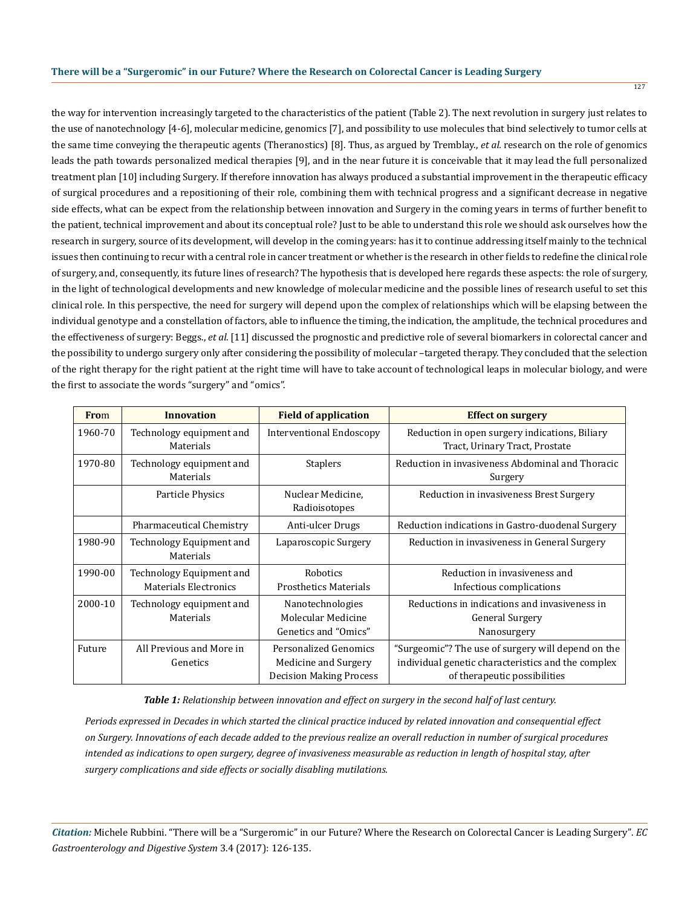the way for intervention increasingly targeted to the characteristics of the patient (Table 2). The next revolution in surgery just relates to the use of nanotechnology [4-6], molecular medicine, genomics [7], and possibility to use molecules that bind selectively to tumor cells at the same time conveying the therapeutic agents (Theranostics) [8]. Thus, as argued by Tremblay., *et al.* research on the role of genomics leads the path towards personalized medical therapies [9], and in the near future it is conceivable that it may lead the full personalized treatment plan [10] including Surgery. If therefore innovation has always produced a substantial improvement in the therapeutic efficacy of surgical procedures and a repositioning of their role, combining them with technical progress and a significant decrease in negative side effects, what can be expect from the relationship between innovation and Surgery in the coming years in terms of further benefit to the patient, technical improvement and about its conceptual role? Just to be able to understand this role we should ask ourselves how the research in surgery, source of its development, will develop in the coming years: has it to continue addressing itself mainly to the technical issues then continuing to recur with a central role in cancer treatment or whether is the research in other fields to redefine the clinical role of surgery, and, consequently, its future lines of research? The hypothesis that is developed here regards these aspects: the role of surgery, in the light of technological developments and new knowledge of molecular medicine and the possible lines of research useful to set this clinical role. In this perspective, the need for surgery will depend upon the complex of relationships which will be elapsing between the individual genotype and a constellation of factors, able to influence the timing, the indication, the amplitude, the technical procedures and the effectiveness of surgery: Beggs., *et al*. [11] discussed the prognostic and predictive role of several biomarkers in colorectal cancer and the possibility to undergo surgery only after considering the possibility of molecular –targeted therapy. They concluded that the selection of the right therapy for the right patient at the right time will have to take account of technological leaps in molecular biology, and were the first to associate the words "surgery" and "omics".

| From | Innovation | Field of application | Effect on surgery |
|---|---|---|---|
| 1960-70 | Technology equipment and Materials | Interventional Endoscopy | Reduction in open surgery indications, Biliary Tract, Urinary Tract, Prostate |
| 1970-80 | Technology equipment and Materials | Staplers | Reduction in invasiveness Abdominal and Thoracic Surgery |
| | Particle Physics | Nuclear Medicine, Radioisotopes | Reduction in invasiveness Brest Surgery |
| | Pharmaceutical Chemistry | Anti-ulcer Drugs | Reduction indications in Gastro-duodenal Surgery |
| 1980-90 | Technology Equipment and Materials | Laparoscopic Surgery | Reduction in invasiveness in General Surgery |
| 1990-00 | Technology Equipment and Materials Electronics | Robotics Prosthetics Materials | Reduction in invasiveness and Infectious complications |
| 2000-10 | Technology equipment and Materials | Nanotechnologies Molecular Medicine Genetics and "Omics" | Reductions in indications and invasiveness in General Surgery Nanosurgery |
| Future | All Previous and More in Genetics | Personalized Genomics Medicine and Surgery Decision Making Process | "Surgeomic"? The use of surgery will depend on the individual genetic characteristics and the complex of therapeutic possibilities |

***Table 1:*** *Relationship between innovation and effect on surgery in the second half of last century.*

*Periods expressed in Decades in which started the clinical practice induced by related innovation and consequential effect on Surgery. Innovations of each decade added to the previous realize an overall reduction in number of surgical procedures intended as indications to open surgery, degree of invasiveness measurable as reduction in length of hospital stay, after surgery complications and side effects or socially disabling mutilations.*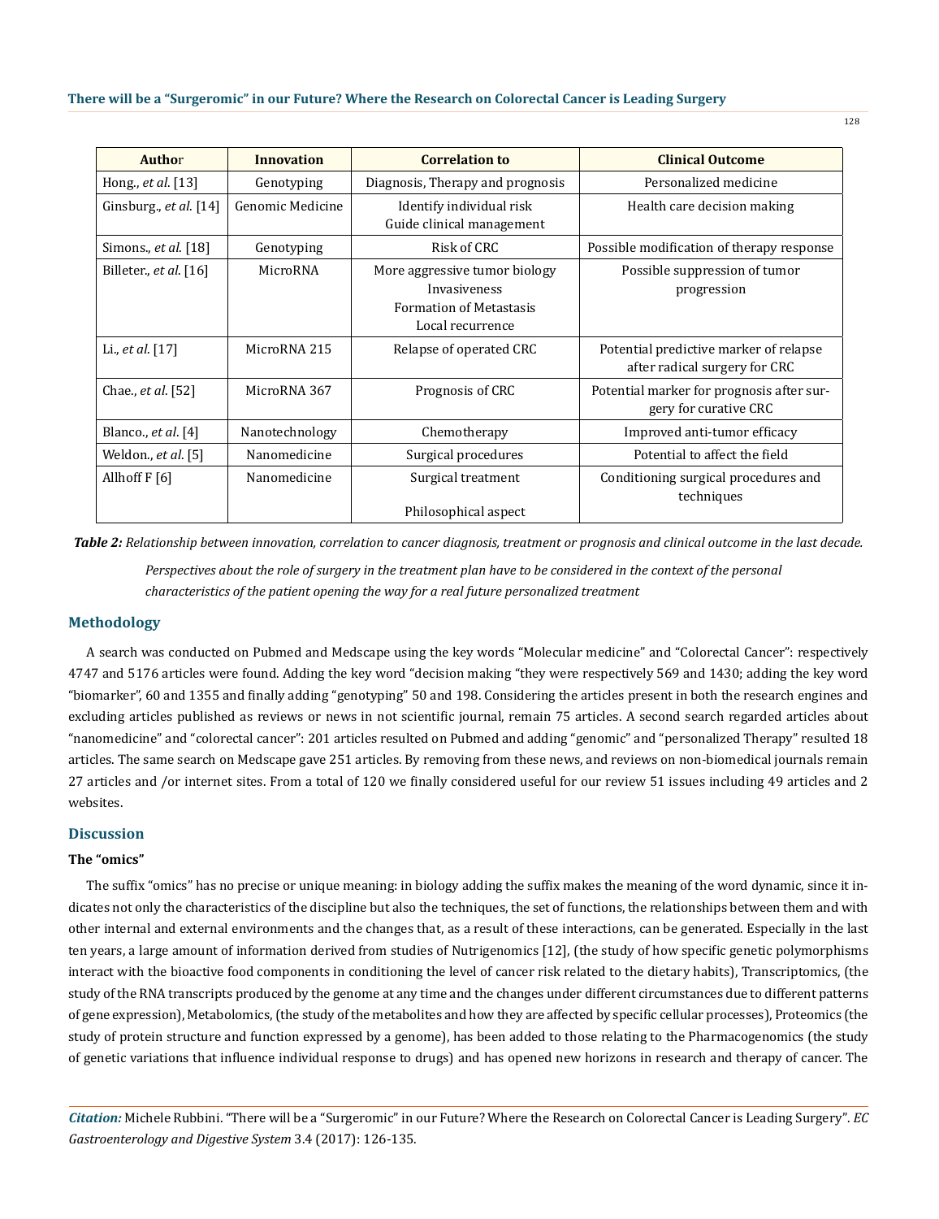| Author | Innovation | Correlation to | Clinical Outcome |
|---|---|---|---|
| Hong., *et al*. [13] | Genotyping | Diagnosis, Therapy and prognosis | Personalized medicine |
| Ginsburg., *et al*. [14] | Genomic Medicine | Identify individual risk<br>Guide clinical management | Health care decision making |
| Simons., *et al*. [18] | Genotyping | Risk of CRC | Possible modification of therapy response |
| Billeter., *et al*. [16] | MicroRNA | More aggressive tumor biology<br>Invasiveness<br>Formation of Metastasis<br>Local recurrence | Possible suppression of tumor progression |
| Li., *et al*. [17] | MicroRNA 215 | Relapse of operated CRC | Potential predictive marker of relapse after radical surgery for CRC |
| Chae., *et al*. [52] | MicroRNA 367 | Prognosis of CRC | Potential marker for prognosis after surgery for curative CRC |
| Blanco., *et al*. [4] | Nanotechnology | Chemotherapy | Improved anti-tumor efficacy |
| Weldon., *et al*. [5] | Nanomedicine | Surgical procedures | Potential to affect the field |
| Allhoff F [6] | Nanomedicine | Surgical treatment<br>Philosophical aspect | Conditioning surgical procedures and techniques |

***Table 2:*** *Relationship between innovation, correlation to cancer diagnosis, treatment or prognosis and clinical outcome in the last decade.*

*Perspectives about the role of surgery in the treatment plan have to be considered in the context of the personal characteristics of the patient opening the way for a real future personalized treatment*

## Methodology

A search was conducted on Pubmed and Medscape using the key words "Molecular medicine" and "Colorectal Cancer": respectively 4747 and 5176 articles were found. Adding the key word "decision making "they were respectively 569 and 1430; adding the key word "biomarker", 60 and 1355 and finally adding "genotyping" 50 and 198. Considering the articles present in both the research engines and excluding articles published as reviews or news in not scientific journal, remain 75 articles. A second search regarded articles about "nanomedicine" and "colorectal cancer": 201 articles resulted on Pubmed and adding "genomic" and "personalized Therapy" resulted 18 articles. The same search on Medscape gave 251 articles. By removing from these news, and reviews on non-biomedical journals remain 27 articles and /or internet sites. From a total of 120 we finally considered useful for our review 51 issues including 49 articles and 2 websites.

## Discussion

### The "omics"

The suffix "omics" has no precise or unique meaning: in biology adding the suffix makes the meaning of the word dynamic, since it indicates not only the characteristics of the discipline but also the techniques, the set of functions, the relationships between them and with other internal and external environments and the changes that, as a result of these interactions, can be generated. Especially in the last ten years, a large amount of information derived from studies of Nutrigenomics [12], (the study of how specific genetic polymorphisms interact with the bioactive food components in conditioning the level of cancer risk related to the dietary habits), Transcriptomics, (the study of the RNA transcripts produced by the genome at any time and the changes under different circumstances due to different patterns of gene expression), Metabolomics, (the study of the metabolites and how they are affected by specific cellular processes), Proteomics (the study of protein structure and function expressed by a genome), has been added to those relating to the Pharmacogenomics (the study of genetic variations that influence individual response to drugs) and has opened new horizons in research and therapy of cancer. The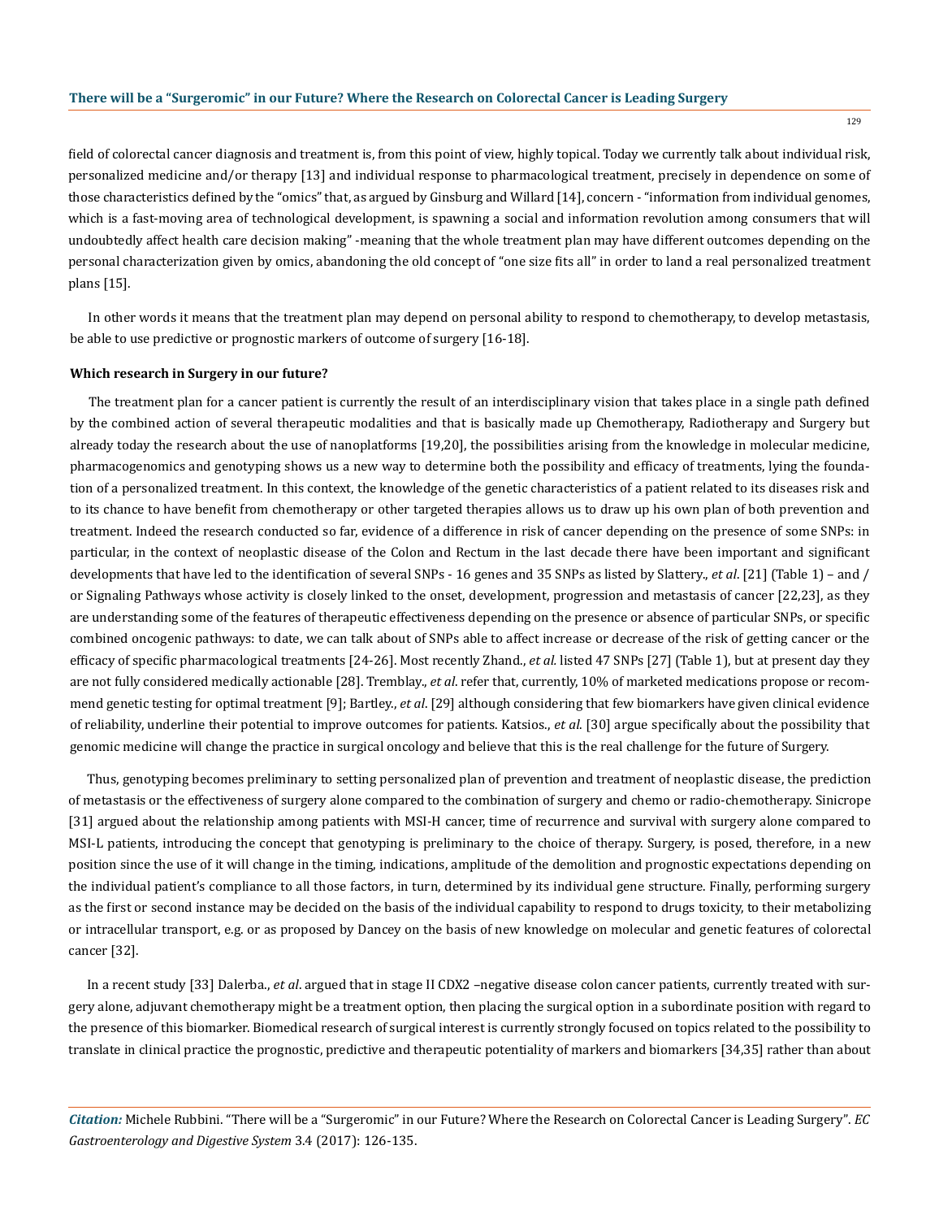field of colorectal cancer diagnosis and treatment is, from this point of view, highly topical. Today we currently talk about individual risk, personalized medicine and/or therapy [13] and individual response to pharmacological treatment, precisely in dependence on some of those characteristics defined by the "omics" that, as argued by Ginsburg and Willard [14], concern - "information from individual genomes, which is a fast-moving area of technological development, is spawning a social and information revolution among consumers that will undoubtedly affect health care decision making" -meaning that the whole treatment plan may have different outcomes depending on the personal characterization given by omics, abandoning the old concept of "one size fits all" in order to land a real personalized treatment plans [15].

In other words it means that the treatment plan may depend on personal ability to respond to chemotherapy, to develop metastasis, be able to use predictive or prognostic markers of outcome of surgery [16-18].

**Which research in Surgery in our future?**

The treatment plan for a cancer patient is currently the result of an interdisciplinary vision that takes place in a single path defined by the combined action of several therapeutic modalities and that is basically made up Chemotherapy, Radiotherapy and Surgery but already today the research about the use of nanoplatforms [19,20], the possibilities arising from the knowledge in molecular medicine, pharmacogenomics and genotyping shows us a new way to determine both the possibility and efficacy of treatments, lying the foundation of a personalized treatment. In this context, the knowledge of the genetic characteristics of a patient related to its diseases risk and to its chance to have benefit from chemotherapy or other targeted therapies allows us to draw up his own plan of both prevention and treatment. Indeed the research conducted so far, evidence of a difference in risk of cancer depending on the presence of some SNPs: in particular, in the context of neoplastic disease of the Colon and Rectum in the last decade there have been important and significant developments that have led to the identification of several SNPs - 16 genes and 35 SNPs as listed by Slattery., *et al*. [21] (Table 1) – and / or Signaling Pathways whose activity is closely linked to the onset, development, progression and metastasis of cancer [22,23], as they are understanding some of the features of therapeutic effectiveness depending on the presence or absence of particular SNPs, or specific combined oncogenic pathways: to date, we can talk about of SNPs able to affect increase or decrease of the risk of getting cancer or the efficacy of specific pharmacological treatments [24-26]. Most recently Zhand., *et al*. listed 47 SNPs [27] (Table 1), but at present day they are not fully considered medically actionable [28]. Tremblay., *et al*. refer that, currently, 10% of marketed medications propose or recommend genetic testing for optimal treatment [9]; Bartley., *et al*. [29] although considering that few biomarkers have given clinical evidence of reliability, underline their potential to improve outcomes for patients. Katsios., *et al*. [30] argue specifically about the possibility that genomic medicine will change the practice in surgical oncology and believe that this is the real challenge for the future of Surgery.

Thus, genotyping becomes preliminary to setting personalized plan of prevention and treatment of neoplastic disease, the prediction of metastasis or the effectiveness of surgery alone compared to the combination of surgery and chemo or radio-chemotherapy. Sinicrope [31] argued about the relationship among patients with MSI-H cancer, time of recurrence and survival with surgery alone compared to MSI-L patients, introducing the concept that genotyping is preliminary to the choice of therapy. Surgery, is posed, therefore, in a new position since the use of it will change in the timing, indications, amplitude of the demolition and prognostic expectations depending on the individual patient's compliance to all those factors, in turn, determined by its individual gene structure. Finally, performing surgery as the first or second instance may be decided on the basis of the individual capability to respond to drugs toxicity, to their metabolizing or intracellular transport, e.g. or as proposed by Dancey on the basis of new knowledge on molecular and genetic features of colorectal cancer [32].

In a recent study [33] Dalerba., *et al*. argued that in stage II CDX2 –negative disease colon cancer patients, currently treated with surgery alone, adjuvant chemotherapy might be a treatment option, then placing the surgical option in a subordinate position with regard to the presence of this biomarker. Biomedical research of surgical interest is currently strongly focused on topics related to the possibility to translate in clinical practice the prognostic, predictive and therapeutic potentiality of markers and biomarkers [34,35] rather than about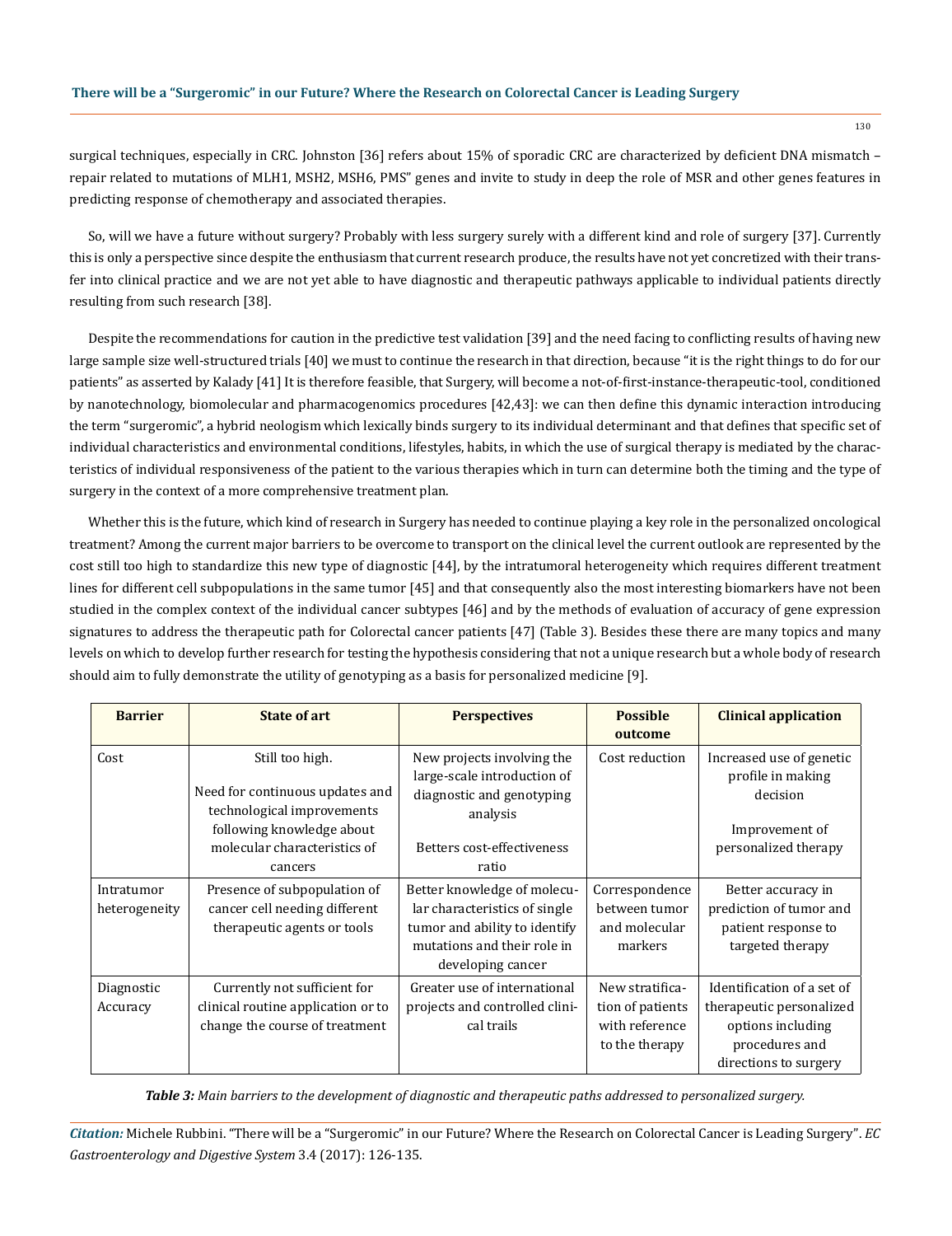surgical techniques, especially in CRC. Johnston [36] refers about 15% of sporadic CRC are characterized by deficient DNA mismatch – repair related to mutations of MLH1, MSH2, MSH6, PMS" genes and invite to study in deep the role of MSR and other genes features in predicting response of chemotherapy and associated therapies.

So, will we have a future without surgery? Probably with less surgery surely with a different kind and role of surgery [37]. Currently this is only a perspective since despite the enthusiasm that current research produce, the results have not yet concretized with their transfer into clinical practice and we are not yet able to have diagnostic and therapeutic pathways applicable to individual patients directly resulting from such research [38].

Despite the recommendations for caution in the predictive test validation [39] and the need facing to conflicting results of having new large sample size well-structured trials [40] we must to continue the research in that direction, because "it is the right things to do for our patients" as asserted by Kalady [41] It is therefore feasible, that Surgery, will become a not-of-first-instance-therapeutic-tool, conditioned by nanotechnology, biomolecular and pharmacogenomics procedures [42,43]: we can then define this dynamic interaction introducing the term "surgeromic", a hybrid neologism which lexically binds surgery to its individual determinant and that defines that specific set of individual characteristics and environmental conditions, lifestyles, habits, in which the use of surgical therapy is mediated by the characteristics of individual responsiveness of the patient to the various therapies which in turn can determine both the timing and the type of surgery in the context of a more comprehensive treatment plan.

Whether this is the future, which kind of research in Surgery has needed to continue playing a key role in the personalized oncological treatment? Among the current major barriers to be overcome to transport on the clinical level the current outlook are represented by the cost still too high to standardize this new type of diagnostic [44], by the intratumoral heterogeneity which requires different treatment lines for different cell subpopulations in the same tumor [45] and that consequently also the most interesting biomarkers have not been studied in the complex context of the individual cancer subtypes [46] and by the methods of evaluation of accuracy of gene expression signatures to address the therapeutic path for Colorectal cancer patients [47] (Table 3). Besides these there are many topics and many levels on which to develop further research for testing the hypothesis considering that not a unique research but a whole body of research should aim to fully demonstrate the utility of genotyping as a basis for personalized medicine [9].

| Barrier | State of art | Perspectives | Possible outcome | Clinical application |
|---|---|---|---|---|
| Cost | Still too high.<br><br>Need for continuous updates and technological improvements following knowledge about molecular characteristics of cancers | New projects involving the large-scale introduction of diagnostic and genotyping analysis<br><br>Betters cost-effectiveness ratio | Cost reduction | Increased use of genetic profile in making decision<br><br>Improvement of personalized therapy |
| Intratumor heterogeneity | Presence of subpopulation of cancer cell needing different therapeutic agents or tools | Better knowledge of molecular characteristics of single tumor and ability to identify mutations and their role in developing cancer | Correspondence between tumor and molecular markers | Better accuracy in prediction of tumor and patient response to targeted therapy |
| Diagnostic Accuracy | Currently not sufficient for clinical routine application or to change the course of treatment | Greater use of international projects and controlled clinical trails | New stratification of patients with reference to the therapy | Identification of a set of therapeutic personalized options including procedures and directions to surgery |

***Table 3:*** *Main barriers to the development of diagnostic and therapeutic paths addressed to personalized surgery.*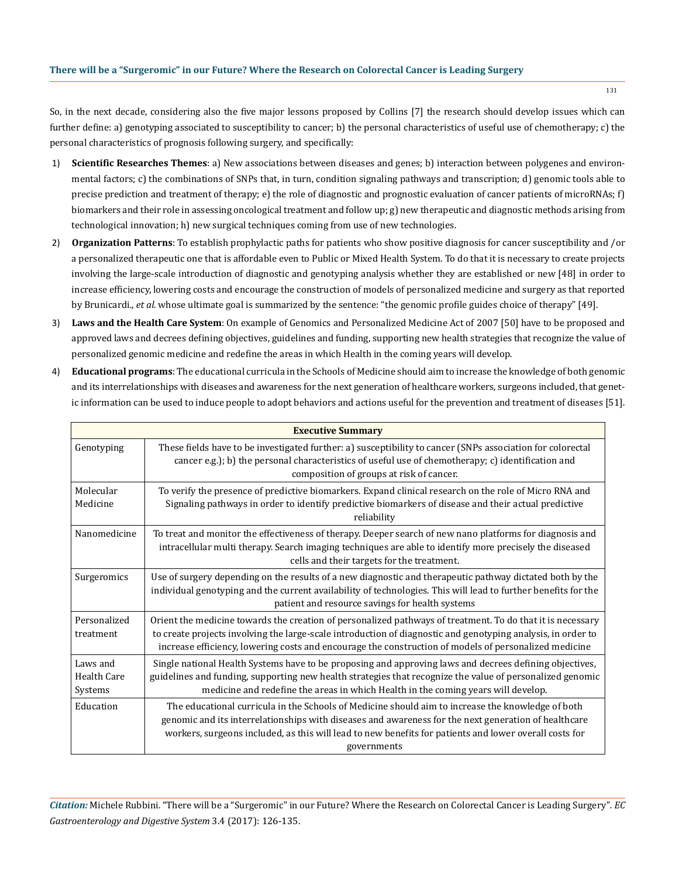So, in the next decade, considering also the five major lessons proposed by Collins [7] the research should develop issues which can further define: a) genotyping associated to susceptibility to cancer; b) the personal characteristics of useful use of chemotherapy; c) the personal characteristics of prognosis following surgery, and specifically:

1) **Scientific Researches Themes**: a) New associations between diseases and genes; b) interaction between polygenes and environmental factors; c) the combinations of SNPs that, in turn, condition signaling pathways and transcription; d) genomic tools able to precise prediction and treatment of therapy; e) the role of diagnostic and prognostic evaluation of cancer patients of microRNAs; f) biomarkers and their role in assessing oncological treatment and follow up; g) new therapeutic and diagnostic methods arising from technological innovation; h) new surgical techniques coming from use of new technologies.
2) **Organization Patterns**: To establish prophylactic paths for patients who show positive diagnosis for cancer susceptibility and /or a personalized therapeutic one that is affordable even to Public or Mixed Health System. To do that it is necessary to create projects involving the large-scale introduction of diagnostic and genotyping analysis whether they are established or new [48] in order to increase efficiency, lowering costs and encourage the construction of models of personalized medicine and surgery as that reported by Brunicardi., *et al.* whose ultimate goal is summarized by the sentence: "the genomic profile guides choice of therapy" [49].
3) **Laws and the Health Care System**: On example of Genomics and Personalized Medicine Act of 2007 [50] have to be proposed and approved laws and decrees defining objectives, guidelines and funding, supporting new health strategies that recognize the value of personalized genomic medicine and redefine the areas in which Health in the coming years will develop.
4) **Educational programs**: The educational curricula in the Schools of Medicine should aim to increase the knowledge of both genomic and its interrelationships with diseases and awareness for the next generation of healthcare workers, surgeons included, that genetic information can be used to induce people to adopt behaviors and actions useful for the prevention and treatment of diseases [51].

| **Executive Summary** | |
|---|---|
| Genotyping | These fields have to be investigated further: a) susceptibility to cancer (SNPs association for colorectal cancer e.g.); b) the personal characteristics of useful use of chemotherapy; c) identification and composition of groups at risk of cancer. |
| Molecular Medicine | To verify the presence of predictive biomarkers. Expand clinical research on the role of Micro RNA and Signaling pathways in order to identify predictive biomarkers of disease and their actual predictive reliability |
| Nanomedicine | To treat and monitor the effectiveness of therapy. Deeper search of new nano platforms for diagnosis and intracellular multi therapy. Search imaging techniques are able to identify more precisely the diseased cells and their targets for the treatment. |
| Surgeromics | Use of surgery depending on the results of a new diagnostic and therapeutic pathway dictated both by the individual genotyping and the current availability of technologies. This will lead to further benefits for the patient and resource savings for health systems |
| Personalized treatment | Orient the medicine towards the creation of personalized pathways of treatment. To do that it is necessary to create projects involving the large-scale introduction of diagnostic and genotyping analysis, in order to increase efficiency, lowering costs and encourage the construction of models of personalized medicine |
| Laws and Health Care Systems | Single national Health Systems have to be proposing and approving laws and decrees defining objectives, guidelines and funding, supporting new health strategies that recognize the value of personalized genomic medicine and redefine the areas in which Health in the coming years will develop. |
| Education | The educational curricula in the Schools of Medicine should aim to increase the knowledge of both genomic and its interrelationships with diseases and awareness for the next generation of healthcare workers, surgeons included, as this will lead to new benefits for patients and lower overall costs for governments |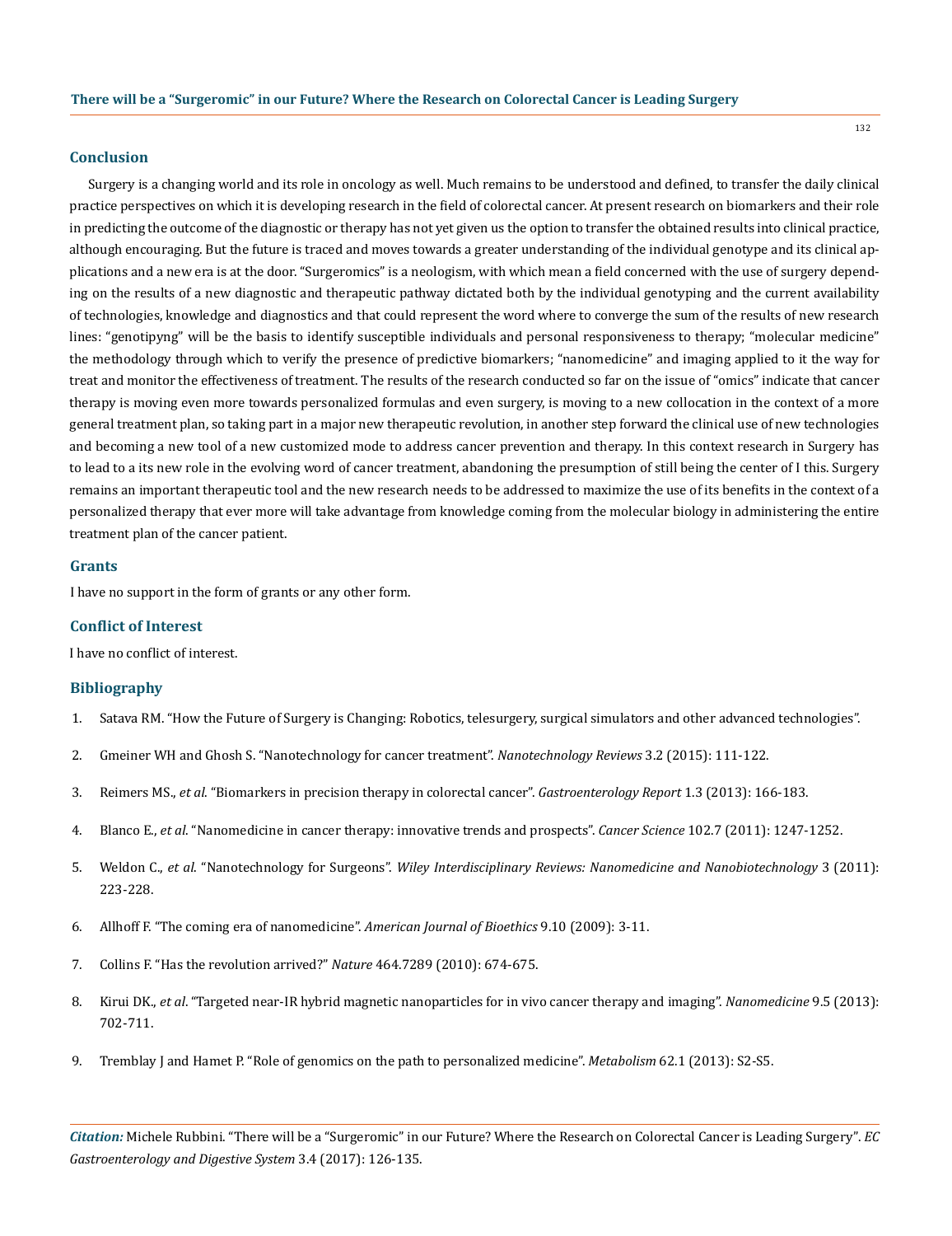## Conclusion

Surgery is a changing world and its role in oncology as well. Much remains to be understood and defined, to transfer the daily clinical practice perspectives on which it is developing research in the field of colorectal cancer. At present research on biomarkers and their role in predicting the outcome of the diagnostic or therapy has not yet given us the option to transfer the obtained results into clinical practice, although encouraging. But the future is traced and moves towards a greater understanding of the individual genotype and its clinical applications and a new era is at the door. "Surgeromics" is a neologism, with which mean a field concerned with the use of surgery depending on the results of a new diagnostic and therapeutic pathway dictated both by the individual genotyping and the current availability of technologies, knowledge and diagnostics and that could represent the word where to converge the sum of the results of new research lines: "genotipyng" will be the basis to identify susceptible individuals and personal responsiveness to therapy; "molecular medicine" the methodology through which to verify the presence of predictive biomarkers; "nanomedicine" and imaging applied to it the way for treat and monitor the effectiveness of treatment. The results of the research conducted so far on the issue of "omics" indicate that cancer therapy is moving even more towards personalized formulas and even surgery, is moving to a new collocation in the context of a more general treatment plan, so taking part in a major new therapeutic revolution, in another step forward the clinical use of new technologies and becoming a new tool of a new customized mode to address cancer prevention and therapy. In this context research in Surgery has to lead to a its new role in the evolving word of cancer treatment, abandoning the presumption of still being the center of I this. Surgery remains an important therapeutic tool and the new research needs to be addressed to maximize the use of its benefits in the context of a personalized therapy that ever more will take advantage from knowledge coming from the molecular biology in administering the entire treatment plan of the cancer patient.

## Grants

I have no support in the form of grants or any other form.

## Conflict of Interest

I have no conflict of interest.

## Bibliography

1. Satava RM. "How the Future of Surgery is Changing: Robotics, telesurgery, surgical simulators and other advanced technologies".
2. Gmeiner WH and Ghosh S. "Nanotechnology for cancer treatment". *Nanotechnology Reviews* 3.2 (2015): 111-122.
3. Reimers MS., *et al*. "Biomarkers in precision therapy in colorectal cancer". *Gastroenterology Report* 1.3 (2013): 166-183.
4. Blanco E., *et al*. "Nanomedicine in cancer therapy: innovative trends and prospects". *Cancer Science* 102.7 (2011): 1247-1252.
5. Weldon C., *et al*. "Nanotechnology for Surgeons". *Wiley Interdisciplinary Reviews: Nanomedicine and Nanobiotechnology* 3 (2011): 223-228.
6. Allhoff F. "The coming era of nanomedicine". *American Journal of Bioethics* 9.10 (2009): 3-11.
7. Collins F. "Has the revolution arrived?" *Nature* 464.7289 (2010): 674-675.
8. Kirui DK., *et al*. "Targeted near-IR hybrid magnetic nanoparticles for in vivo cancer therapy and imaging". *Nanomedicine* 9.5 (2013): 702-711.
9. Tremblay J and Hamet P. "Role of genomics on the path to personalized medicine". *Metabolism* 62.1 (2013): S2-S5.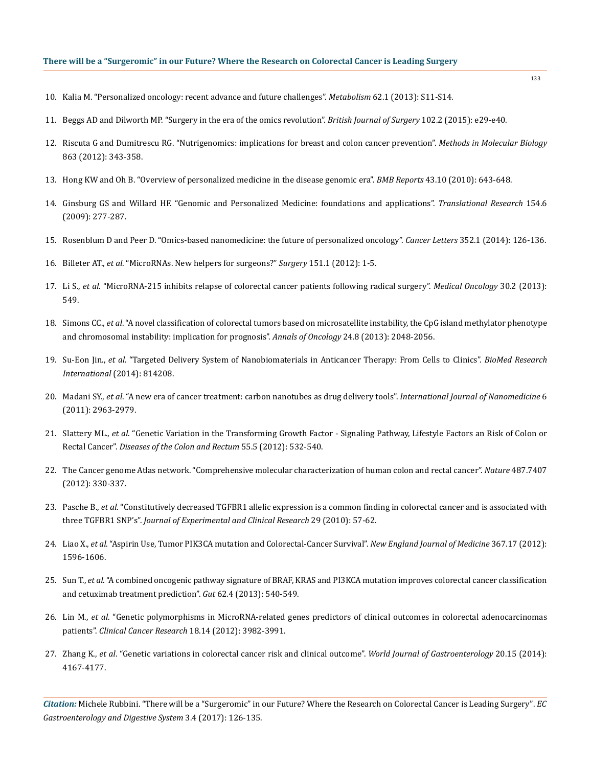10. Kalia M. "Personalized oncology: recent advance and future challenges". *Metabolism* 62.1 (2013): S11-S14.

11. Beggs AD and Dilworth MP. "Surgery in the era of the omics revolution". *British Journal of Surgery* 102.2 (2015): e29-e40.

12. Riscuta G and Dumitrescu RG. "Nutrigenomics: implications for breast and colon cancer prevention". *Methods in Molecular Biology* 863 (2012): 343-358.

13. Hong KW and Oh B. "Overview of personalized medicine in the disease genomic era". *BMB Reports* 43.10 (2010): 643-648.

14. Ginsburg GS and Willard HF. "Genomic and Personalized Medicine: foundations and applications". *Translational Research* 154.6 (2009): 277-287.

15. Rosenblum D and Peer D. "Omics-based nanomedicine: the future of personalized oncology". *Cancer Letters* 352.1 (2014): 126-136.

16. Billeter AT., *et al*. "MicroRNAs. New helpers for surgeons?" *Surgery* 151.1 (2012): 1-5.

17. Li S., *et al*. "MicroRNA-215 inhibits relapse of colorectal cancer patients following radical surgery". *Medical Oncology* 30.2 (2013): 549.

18. Simons CC., *et al*. "A novel classification of colorectal tumors based on microsatellite instability, the CpG island methylator phenotype and chromosomal instability: implication for prognosis". *Annals of Oncology* 24.8 (2013): 2048-2056.

19. Su-Eon Jin., *et al*. "Targeted Delivery System of Nanobiomaterials in Anticancer Therapy: From Cells to Clinics". *BioMed Research International* (2014): 814208.

20. Madani SY., *et al*. "A new era of cancer treatment: carbon nanotubes as drug delivery tools". *International Journal of Nanomedicine* 6 (2011): 2963-2979.

21. Slattery ML., *et al*. "Genetic Variation in the Transforming Growth Factor - Signaling Pathway, Lifestyle Factors an Risk of Colon or Rectal Cancer". *Diseases of the Colon and Rectum* 55.5 (2012): 532-540.

22. The Cancer genome Atlas network. "Comprehensive molecular characterization of human colon and rectal cancer". *Nature* 487.7407 (2012): 330-337.

23. Pasche B., *et al*. "Constitutively decreased TGFBR1 allelic expression is a common finding in colorectal cancer and is associated with three TGFBR1 SNP's". *Journal of Experimental and Clinical Research* 29 (2010): 57-62.

24. Liao X., *et al*. "Aspirin Use, Tumor PIK3CA mutation and Colorectal-Cancer Survival". *New England Journal of Medicine* 367.17 (2012): 1596-1606.

25. Sun T., *et al*. "A combined oncogenic pathway signature of BRAF, KRAS and PI3KCA mutation improves colorectal cancer classification and cetuximab treatment prediction". *Gut* 62.4 (2013): 540-549.

26. Lin M., *et al*. "Genetic polymorphisms in MicroRNA-related genes predictors of clinical outcomes in colorectal adenocarcinomas patients". *Clinical Cancer Research* 18.14 (2012): 3982-3991.

27. Zhang K., *et al*. "Genetic variations in colorectal cancer risk and clinical outcome". *World Journal of Gastroenterology* 20.15 (2014): 4167-4177.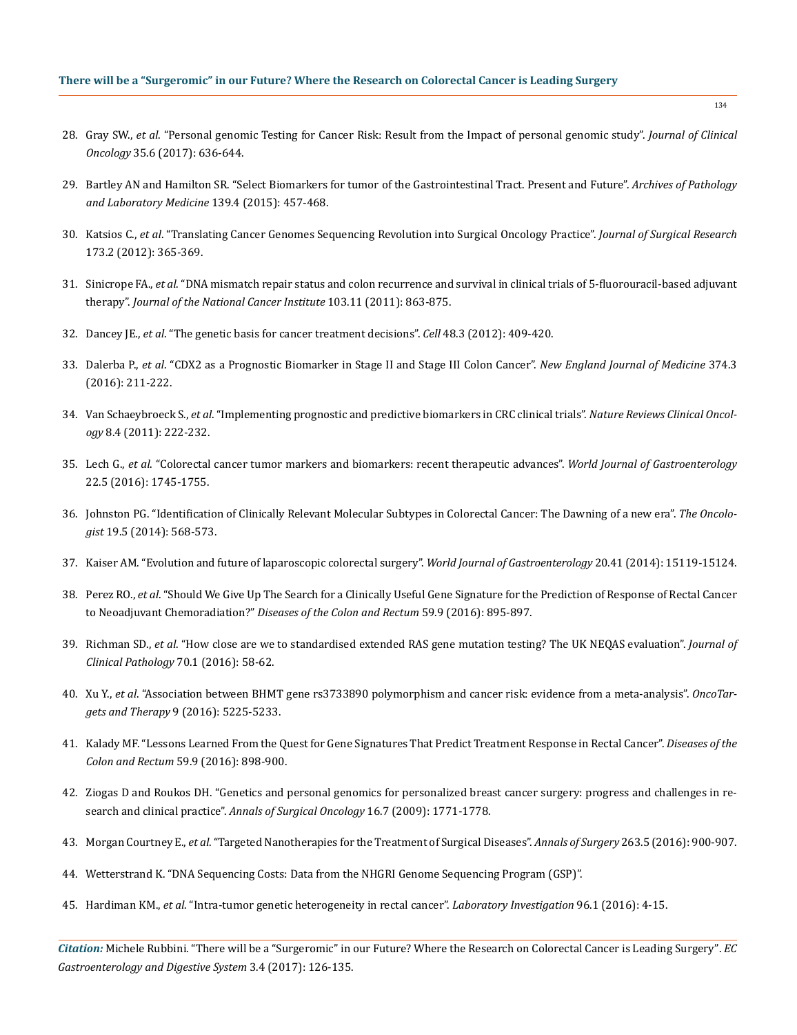28. Gray SW., *et al*. "Personal genomic Testing for Cancer Risk: Result from the Impact of personal genomic study". *Journal of Clinical Oncology* 35.6 (2017): 636-644.
29. Bartley AN and Hamilton SR. "Select Biomarkers for tumor of the Gastrointestinal Tract. Present and Future". *Archives of Pathology and Laboratory Medicine* 139.4 (2015): 457-468.
30. Katsios C., *et al*. "Translating Cancer Genomes Sequencing Revolution into Surgical Oncology Practice". *Journal of Surgical Research* 173.2 (2012): 365-369.
31. Sinicrope FA., *et al*. "DNA mismatch repair status and colon recurrence and survival in clinical trials of 5-fluorouracil-based adjuvant therapy". *Journal of the National Cancer Institute* 103.11 (2011): 863-875.
32. Dancey JE., *et al*. "The genetic basis for cancer treatment decisions". *Cell* 48.3 (2012): 409-420.
33. Dalerba P., *et al*. "CDX2 as a Prognostic Biomarker in Stage II and Stage III Colon Cancer". *New England Journal of Medicine* 374.3 (2016): 211-222.
34. Van Schaeybroeck S., *et al*. "Implementing prognostic and predictive biomarkers in CRC clinical trials". *Nature Reviews Clinical Oncology* 8.4 (2011): 222-232.
35. Lech G., *et al*. "Colorectal cancer tumor markers and biomarkers: recent therapeutic advances". *World Journal of Gastroenterology* 22.5 (2016): 1745-1755.
36. Johnston PG. "Identification of Clinically Relevant Molecular Subtypes in Colorectal Cancer: The Dawning of a new era". *The Oncologist* 19.5 (2014): 568-573.
37. Kaiser AM. "Evolution and future of laparoscopic colorectal surgery". *World Journal of Gastroenterology* 20.41 (2014): 15119-15124.
38. Perez RO., *et al*. "Should We Give Up The Search for a Clinically Useful Gene Signature for the Prediction of Response of Rectal Cancer to Neoadjuvant Chemoradiation?" *Diseases of the Colon and Rectum* 59.9 (2016): 895-897.
39. Richman SD., *et al*. "How close are we to standardised extended RAS gene mutation testing? The UK NEQAS evaluation". *Journal of Clinical Pathology* 70.1 (2016): 58-62.
40. Xu Y., *et al*. "Association between BHMT gene rs3733890 polymorphism and cancer risk: evidence from a meta-analysis". *OncoTargets and Therapy* 9 (2016): 5225-5233.
41. Kalady MF. "Lessons Learned From the Quest for Gene Signatures That Predict Treatment Response in Rectal Cancer". *Diseases of the Colon and Rectum* 59.9 (2016): 898-900.
42. Ziogas D and Roukos DH. "Genetics and personal genomics for personalized breast cancer surgery: progress and challenges in research and clinical practice". *Annals of Surgical Oncology* 16.7 (2009): 1771-1778.
43. Morgan Courtney E., *et al*. "Targeted Nanotherapies for the Treatment of Surgical Diseases". *Annals of Surgery* 263.5 (2016): 900-907.
44. Wetterstrand K. "DNA Sequencing Costs: Data from the NHGRI Genome Sequencing Program (GSP)".
45. Hardiman KM., *et al*. "Intra-tumor genetic heterogeneity in rectal cancer". *Laboratory Investigation* 96.1 (2016): 4-15.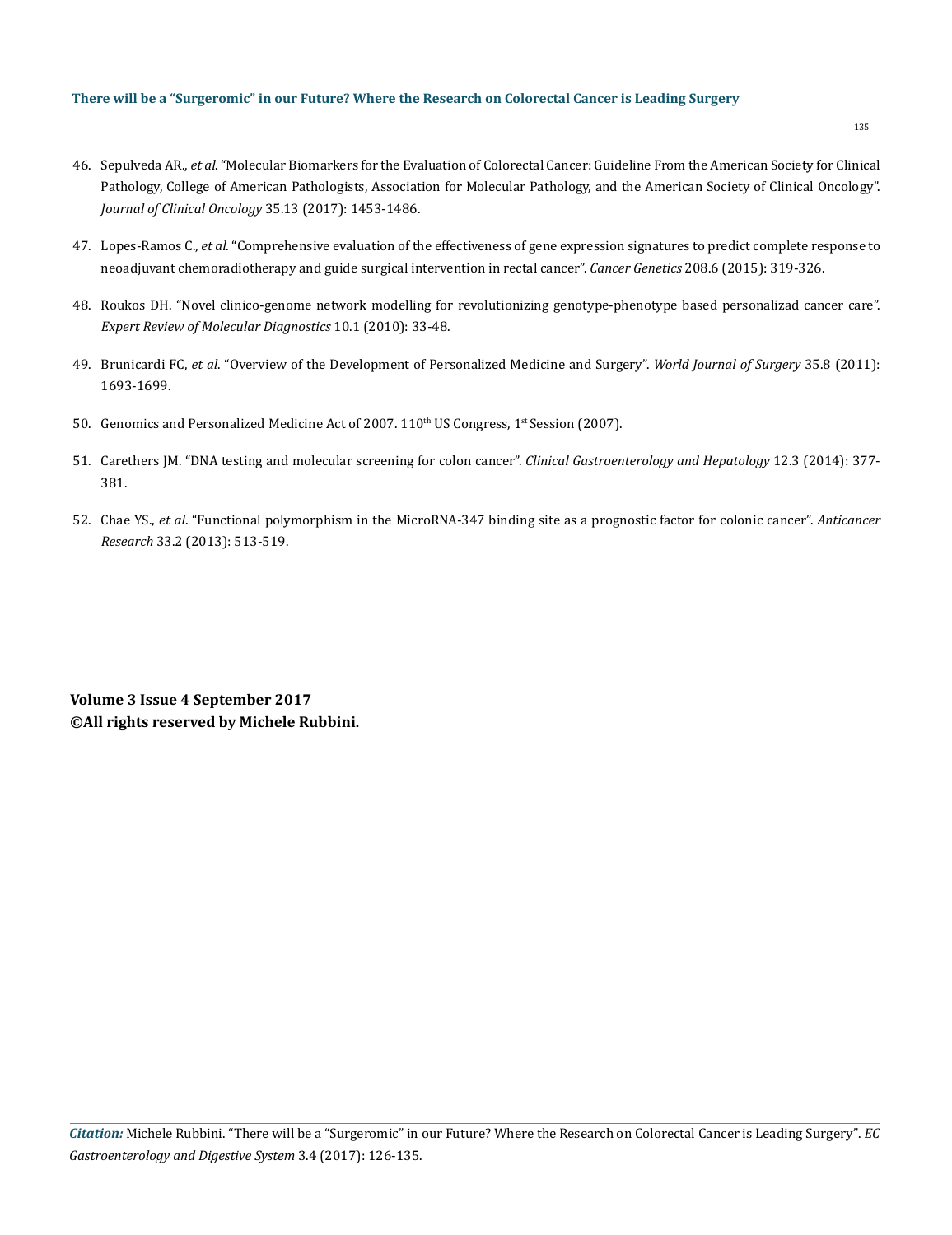46. Sepulveda AR., *et al*. "Molecular Biomarkers for the Evaluation of Colorectal Cancer: Guideline From the American Society for Clinical Pathology, College of American Pathologists, Association for Molecular Pathology, and the American Society of Clinical Oncology". *Journal of Clinical Oncology* 35.13 (2017): 1453-1486.

47. Lopes-Ramos C., *et al*. "Comprehensive evaluation of the effectiveness of gene expression signatures to predict complete response to neoadjuvant chemoradiotherapy and guide surgical intervention in rectal cancer". *Cancer Genetics* 208.6 (2015): 319-326.

48. Roukos DH. "Novel clinico-genome network modelling for revolutionizing genotype-phenotype based personalizad cancer care". *Expert Review of Molecular Diagnostics* 10.1 (2010): 33-48.

49. Brunicardi FC, *et al*. "Overview of the Development of Personalized Medicine and Surgery". *World Journal of Surgery* 35.8 (2011): 1693-1699.

50. Genomics and Personalized Medicine Act of 2007. 110th US Congress, 1st Session (2007).

51. Carethers JM. "DNA testing and molecular screening for colon cancer". *Clinical Gastroenterology and Hepatology* 12.3 (2014): 377-381.

52. Chae YS., *et al*. "Functional polymorphism in the MicroRNA-347 binding site as a prognostic factor for colonic cancer". *Anticancer Research* 33.2 (2013): 513-519.

**Volume 3 Issue 4 September 2017**
**©All rights reserved by Michele Rubbini.**